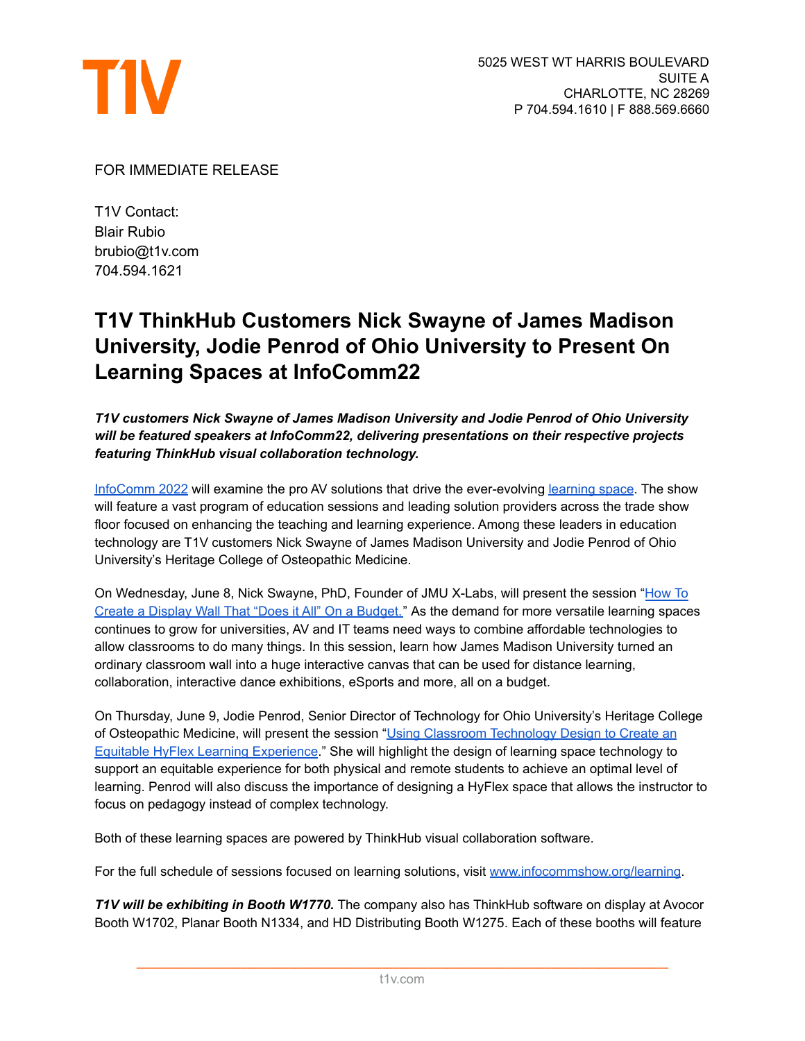T1V

5025 WEST WT HARRIS BOULEVARD
SUITE A
CHARLOTTE, NC 28269
P 704.594.1610 | F 888.569.6660

FOR IMMEDIATE RELEASE

T1V Contact:
Blair Rubio
brubio@t1v.com
704.594.1621

# T1V ThinkHub Customers Nick Swayne of James Madison University, Jodie Penrod of Ohio University to Present On Learning Spaces at InfoComm22

***T1V customers Nick Swayne of James Madison University and Jodie Penrod of Ohio University will be featured speakers at InfoComm22, delivering presentations on their respective projects featuring ThinkHub visual collaboration technology.***

InfoComm 2022 will examine the pro AV solutions that drive the ever-evolving learning space. The show will feature a vast program of education sessions and leading solution providers across the trade show floor focused on enhancing the teaching and learning experience. Among these leaders in education technology are T1V customers Nick Swayne of James Madison University and Jodie Penrod of Ohio University's Heritage College of Osteopathic Medicine.

On Wednesday, June 8, Nick Swayne, PhD, Founder of JMU X-Labs, will present the session "How To Create a Display Wall That "Does it All" On a Budget." As the demand for more versatile learning spaces continues to grow for universities, AV and IT teams need ways to combine affordable technologies to allow classrooms to do many things. In this session, learn how James Madison University turned an ordinary classroom wall into a huge interactive canvas that can be used for distance learning, collaboration, interactive dance exhibitions, eSports and more, all on a budget.

On Thursday, June 9, Jodie Penrod, Senior Director of Technology for Ohio University's Heritage College of Osteopathic Medicine, will present the session "Using Classroom Technology Design to Create an Equitable HyFlex Learning Experience." She will highlight the design of learning space technology to support an equitable experience for both physical and remote students to achieve an optimal level of learning. Penrod will also discuss the importance of designing a HyFlex space that allows the instructor to focus on pedagogy instead of complex technology.

Both of these learning spaces are powered by ThinkHub visual collaboration software.

For the full schedule of sessions focused on learning solutions, visit www.infocommshow.org/learning.

***T1V will be exhibiting in Booth W1770.*** The company also has ThinkHub software on display at Avocor Booth W1702, Planar Booth N1334, and HD Distributing Booth W1275. Each of these booths will feature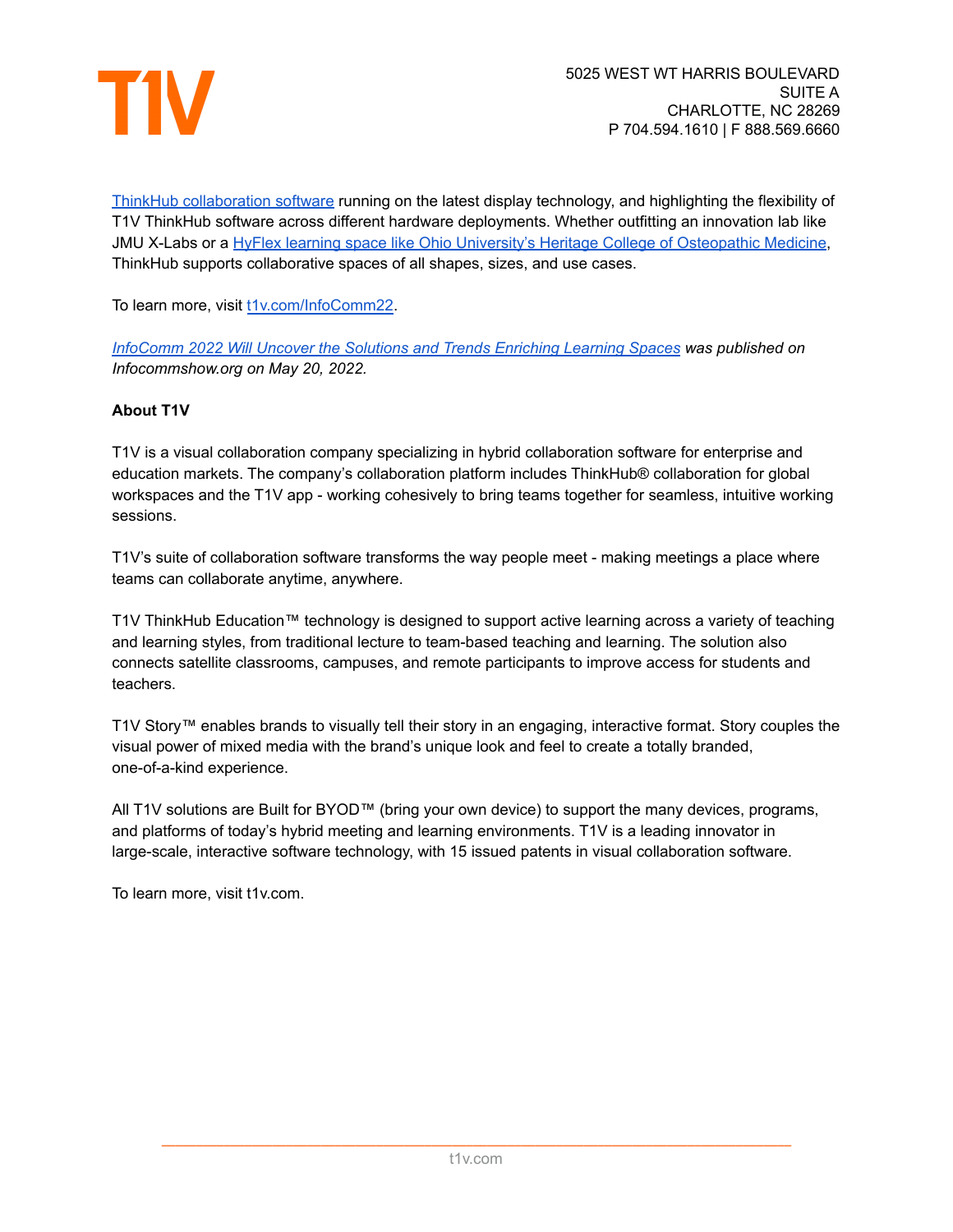ThinkHub collaboration software running on the latest display technology, and highlighting the flexibility of T1V ThinkHub software across different hardware deployments. Whether outfitting an innovation lab like JMU X-Labs or a HyFlex learning space like Ohio University's Heritage College of Osteopathic Medicine, ThinkHub supports collaborative spaces of all shapes, sizes, and use cases.

To learn more, visit t1v.com/InfoComm22.

*InfoComm 2022 Will Uncover the Solutions and Trends Enriching Learning Spaces was published on Infocommshow.org on May 20, 2022.*

**About T1V**

T1V is a visual collaboration company specializing in hybrid collaboration software for enterprise and education markets. The company's collaboration platform includes ThinkHub® collaboration for global workspaces and the T1V app - working cohesively to bring teams together for seamless, intuitive working sessions.

T1V's suite of collaboration software transforms the way people meet - making meetings a place where teams can collaborate anytime, anywhere.

T1V ThinkHub Education™ technology is designed to support active learning across a variety of teaching and learning styles, from traditional lecture to team-based teaching and learning. The solution also connects satellite classrooms, campuses, and remote participants to improve access for students and teachers.

T1V Story™ enables brands to visually tell their story in an engaging, interactive format. Story couples the visual power of mixed media with the brand's unique look and feel to create a totally branded, one-of-a-kind experience.

All T1V solutions are Built for BYOD™ (bring your own device) to support the many devices, programs, and platforms of today's hybrid meeting and learning environments. T1V is a leading innovator in large-scale, interactive software technology, with 15 issued patents in visual collaboration software.

To learn more, visit t1v.com.